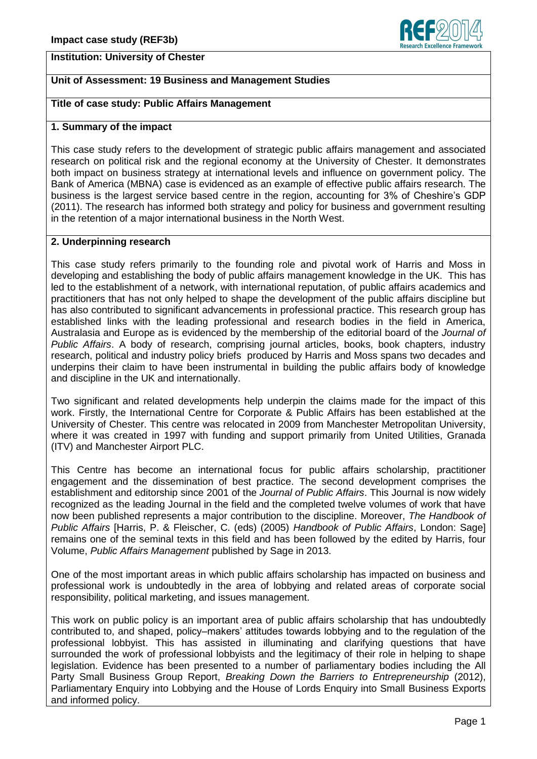**Institution: University of Chester**

**Unit of Assessment: 19 Business and Management Studies**

**Title of case study: Public Affairs Management**

## 1. Summary of the impact

This case study refers to the development of strategic public affairs management and associated research on political risk and the regional economy at the University of Chester. It demonstrates both impact on business strategy at international levels and influence on government policy. The Bank of America (MBNA) case is evidenced as an example of effective public affairs research. The business is the largest service based centre in the region, accounting for 3% of Cheshire's GDP (2011). The research has informed both strategy and policy for business and government resulting in the retention of a major international business in the North West.

## 2. Underpinning research

This case study refers primarily to the founding role and pivotal work of Harris and Moss in developing and establishing the body of public affairs management knowledge in the UK. This has led to the establishment of a network, with international reputation, of public affairs academics and practitioners that has not only helped to shape the development of the public affairs discipline but has also contributed to significant advancements in professional practice. This research group has established links with the leading professional and research bodies in the field in America, Australasia and Europe as is evidenced by the membership of the editorial board of the *Journal of Public Affairs*. A body of research, comprising journal articles, books, book chapters, industry research, political and industry policy briefs produced by Harris and Moss spans two decades and underpins their claim to have been instrumental in building the public affairs body of knowledge and discipline in the UK and internationally.

Two significant and related developments help underpin the claims made for the impact of this work. Firstly, the International Centre for Corporate & Public Affairs has been established at the University of Chester. This centre was relocated in 2009 from Manchester Metropolitan University, where it was created in 1997 with funding and support primarily from United Utilities, Granada (ITV) and Manchester Airport PLC.

This Centre has become an international focus for public affairs scholarship, practitioner engagement and the dissemination of best practice. The second development comprises the establishment and editorship since 2001 of the *Journal of Public Affairs*. This Journal is now widely recognized as the leading Journal in the field and the completed twelve volumes of work that have now been published represents a major contribution to the discipline. Moreover, *The Handbook of Public Affairs* [Harris, P. & Fleischer, C. (eds) (2005) *Handbook of Public Affairs*, London: Sage] remains one of the seminal texts in this field and has been followed by the edited by Harris, four Volume, *Public Affairs Management* published by Sage in 2013.

One of the most important areas in which public affairs scholarship has impacted on business and professional work is undoubtedly in the area of lobbying and related areas of corporate social responsibility, political marketing, and issues management.

This work on public policy is an important area of public affairs scholarship that has undoubtedly contributed to, and shaped, policy–makers' attitudes towards lobbying and to the regulation of the professional lobbyist. This has assisted in illuminating and clarifying questions that have surrounded the work of professional lobbyists and the legitimacy of their role in helping to shape legislation. Evidence has been presented to a number of parliamentary bodies including the All Party Small Business Group Report, *Breaking Down the Barriers to Entrepreneurship* (2012), Parliamentary Enquiry into Lobbying and the House of Lords Enquiry into Small Business Exports and informed policy.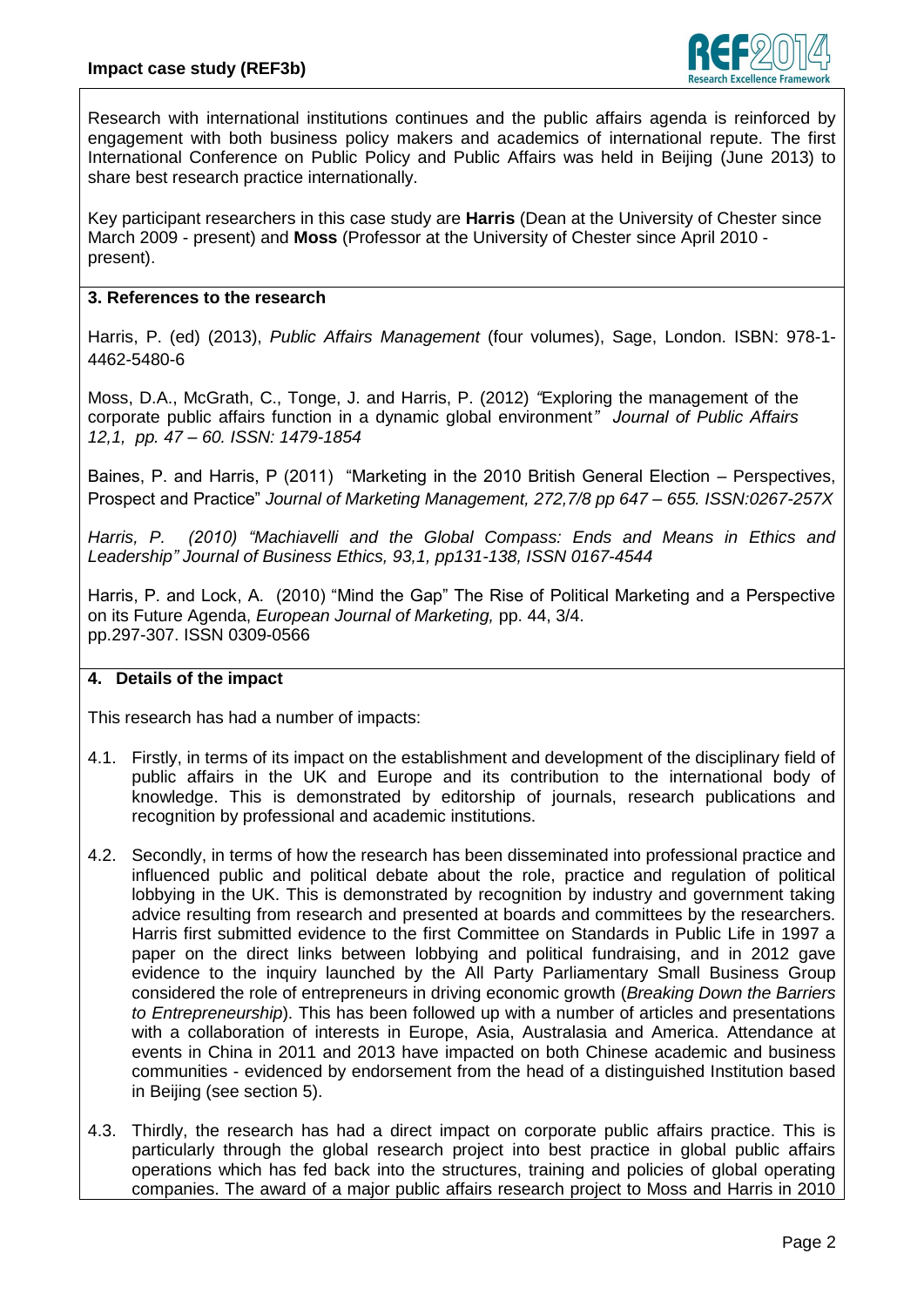Research with international institutions continues and the public affairs agenda is reinforced by engagement with both business policy makers and academics of international repute. The first International Conference on Public Policy and Public Affairs was held in Beijing (June 2013) to share best research practice internationally.

Key participant researchers in this case study are **Harris** (Dean at the University of Chester since March 2009 - present) and **Moss** (Professor at the University of Chester since April 2010 - present).

## 3. References to the research

Harris, P. (ed) (2013), *Public Affairs Management* (four volumes), Sage, London. ISBN: 978-1-4462-5480-6

Moss, D.A., McGrath, C., Tonge, J. and Harris, P. (2012) *"*Exploring the management of the corporate public affairs function in a dynamic global environment*" Journal of Public Affairs 12,1, pp. 47 – 60. ISSN: 1479-1854*

Baines, P. and Harris, P (2011) "Marketing in the 2010 British General Election – Perspectives, Prospect and Practice" *Journal of Marketing Management, 272,7/8 pp 647 – 655. ISSN:0267-257X*

*Harris, P. (2010) "Machiavelli and the Global Compass: Ends and Means in Ethics and Leadership" Journal of Business Ethics, 93,1, pp131-138, ISSN 0167-4544*

Harris, P. and Lock, A. (2010) "Mind the Gap" The Rise of Political Marketing and a Perspective on its Future Agenda, *European Journal of Marketing,* pp. 44, 3/4. pp.297-307. ISSN 0309-0566

## 4. Details of the impact

This research has had a number of impacts:

4.1. Firstly, in terms of its impact on the establishment and development of the disciplinary field of public affairs in the UK and Europe and its contribution to the international body of knowledge. This is demonstrated by editorship of journals, research publications and recognition by professional and academic institutions.

4.2. Secondly, in terms of how the research has been disseminated into professional practice and influenced public and political debate about the role, practice and regulation of political lobbying in the UK. This is demonstrated by recognition by industry and government taking advice resulting from research and presented at boards and committees by the researchers. Harris first submitted evidence to the first Committee on Standards in Public Life in 1997 a paper on the direct links between lobbying and political fundraising, and in 2012 gave evidence to the inquiry launched by the All Party Parliamentary Small Business Group considered the role of entrepreneurs in driving economic growth (*Breaking Down the Barriers to Entrepreneurship*). This has been followed up with a number of articles and presentations with a collaboration of interests in Europe, Asia, Australasia and America. Attendance at events in China in 2011 and 2013 have impacted on both Chinese academic and business communities - evidenced by endorsement from the head of a distinguished Institution based in Beijing (see section 5).

4.3. Thirdly, the research has had a direct impact on corporate public affairs practice. This is particularly through the global research project into best practice in global public affairs operations which has fed back into the structures, training and policies of global operating companies. The award of a major public affairs research project to Moss and Harris in 2010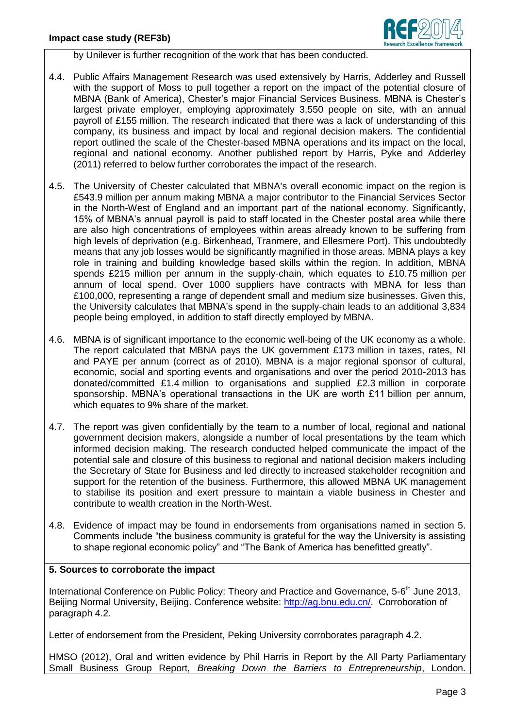by Unilever is further recognition of the work that has been conducted.

4.4. Public Affairs Management Research was used extensively by Harris, Adderley and Russell with the support of Moss to pull together a report on the impact of the potential closure of MBNA (Bank of America), Chester's major Financial Services Business. MBNA is Chester's largest private employer, employing approximately 3,550 people on site, with an annual payroll of £155 million. The research indicated that there was a lack of understanding of this company, its business and impact by local and regional decision makers. The confidential report outlined the scale of the Chester-based MBNA operations and its impact on the local, regional and national economy. Another published report by Harris, Pyke and Adderley (2011) referred to below further corroborates the impact of the research.

4.5. The University of Chester calculated that MBNA's overall economic impact on the region is £543.9 million per annum making MBNA a major contributor to the Financial Services Sector in the North-West of England and an important part of the national economy. Significantly, 15% of MBNA's annual payroll is paid to staff located in the Chester postal area while there are also high concentrations of employees within areas already known to be suffering from high levels of deprivation (e.g. Birkenhead, Tranmere, and Ellesmere Port). This undoubtedly means that any job losses would be significantly magnified in those areas. MBNA plays a key role in training and building knowledge based skills within the region. In addition, MBNA spends £215 million per annum in the supply-chain, which equates to £10.75 million per annum of local spend. Over 1000 suppliers have contracts with MBNA for less than £100,000, representing a range of dependent small and medium size businesses. Given this, the University calculates that MBNA's spend in the supply-chain leads to an additional 3,834 people being employed, in addition to staff directly employed by MBNA.

4.6. MBNA is of significant importance to the economic well-being of the UK economy as a whole. The report calculated that MBNA pays the UK government £173 million in taxes, rates, NI and PAYE per annum (correct as of 2010). MBNA is a major regional sponsor of cultural, economic, social and sporting events and organisations and over the period 2010-2013 has donated/committed £1.4 million to organisations and supplied £2.3 million in corporate sponsorship. MBNA's operational transactions in the UK are worth £11 billion per annum, which equates to 9% share of the market.

4.7. The report was given confidentially by the team to a number of local, regional and national government decision makers, alongside a number of local presentations by the team which informed decision making. The research conducted helped communicate the impact of the potential sale and closure of this business to regional and national decision makers including the Secretary of State for Business and led directly to increased stakeholder recognition and support for the retention of the business. Furthermore, this allowed MBNA UK management to stabilise its position and exert pressure to maintain a viable business in Chester and contribute to wealth creation in the North-West.

4.8. Evidence of impact may be found in endorsements from organisations named in section 5. Comments include "the business community is grateful for the way the University is assisting to shape regional economic policy" and "The Bank of America has benefitted greatly".

**5. Sources to corroborate the impact**

International Conference on Public Policy: Theory and Practice and Governance, 5-6th June 2013, Beijing Normal University, Beijing. Conference website: http://ag.bnu.edu.cn/. Corroboration of paragraph 4.2.

Letter of endorsement from the President, Peking University corroborates paragraph 4.2.

HMSO (2012), Oral and written evidence by Phil Harris in Report by the All Party Parliamentary Small Business Group Report, *Breaking Down the Barriers to Entrepreneurship*, London.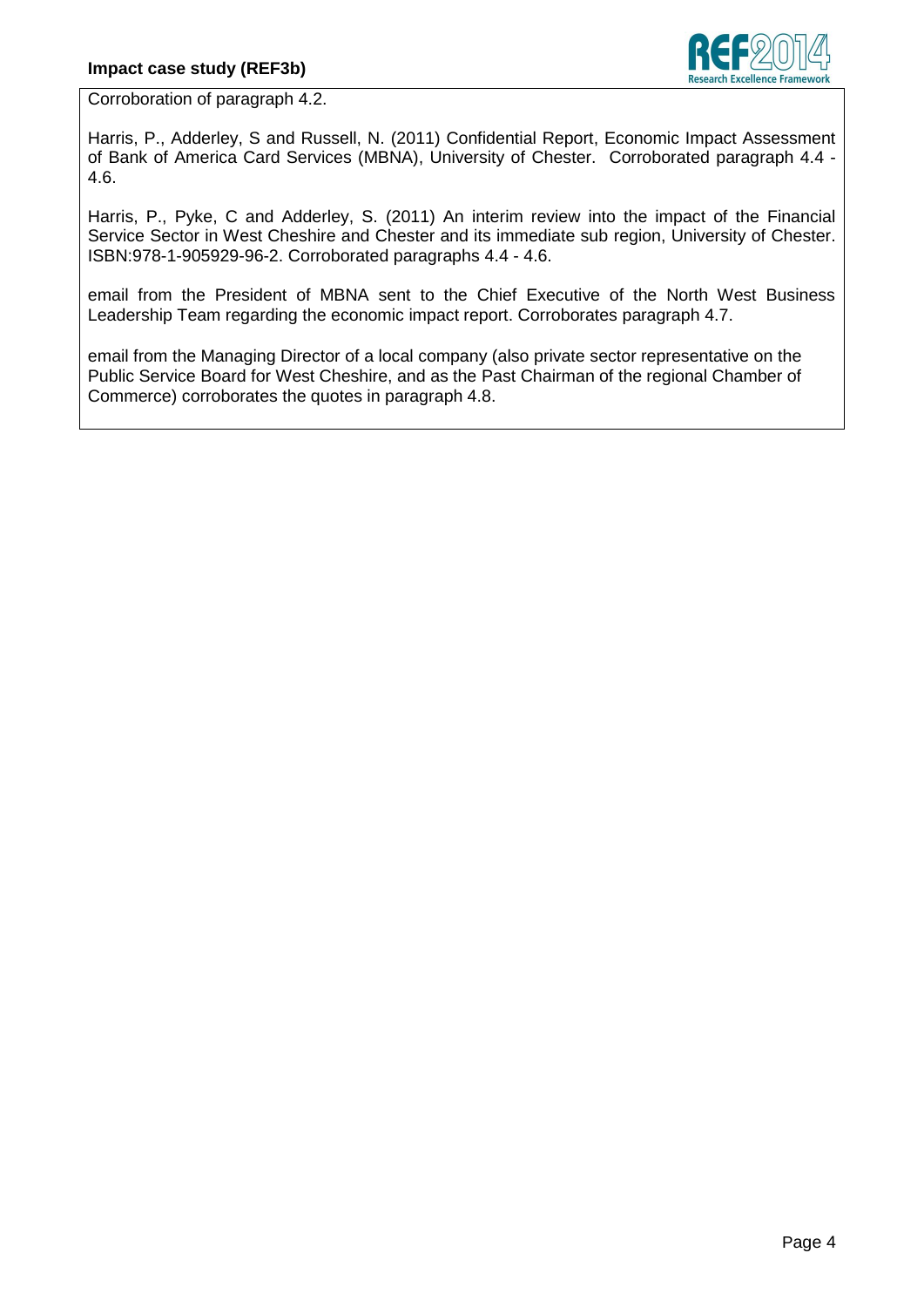Corroboration of paragraph 4.2.

Harris, P., Adderley, S and Russell, N. (2011) Confidential Report, Economic Impact Assessment of Bank of America Card Services (MBNA), University of Chester. Corroborated paragraph 4.4 - 4.6.

Harris, P., Pyke, C and Adderley, S. (2011) An interim review into the impact of the Financial Service Sector in West Cheshire and Chester and its immediate sub region, University of Chester. ISBN:978-1-905929-96-2. Corroborated paragraphs 4.4 - 4.6.

email from the President of MBNA sent to the Chief Executive of the North West Business Leadership Team regarding the economic impact report. Corroborates paragraph 4.7.

email from the Managing Director of a local company (also private sector representative on the Public Service Board for West Cheshire, and as the Past Chairman of the regional Chamber of Commerce) corroborates the quotes in paragraph 4.8.